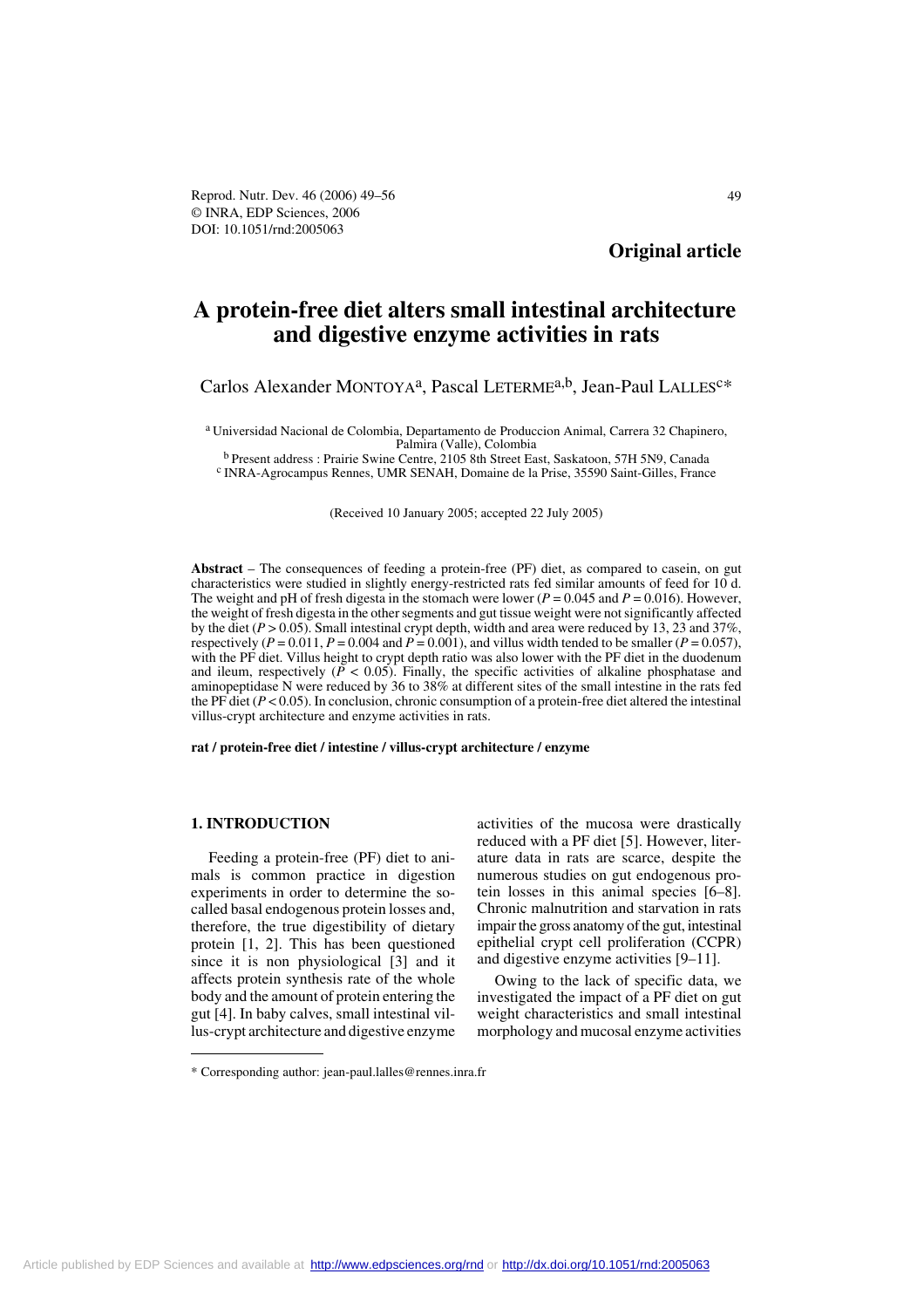**Original article**

# A protein-free diet alters small intestinal architecture and digestive enzyme activities in rats

Carlos Alexander MONTOYA[a], Pascal LETERME[a,b], Jean-Paul LALLES[c]*

[a] Universidad Nacional de Colombia, Departamento de Produccion Animal, Carrera 32 Chapinero, Palmira (Valle), Colombia

[b] Present address : Prairie Swine Centre, 2105 8th Street East, Saskatoon, 57H 5N9, Canada

[c] INRA-Agrocampus Rennes, UMR SENAH, Domaine de la Prise, 35590 Saint-Gilles, France

(Received 10 January 2005; accepted 22 July 2005)

**Abstract** – The consequences of feeding a protein-free (PF) diet, as compared to casein, on gut characteristics were studied in slightly energy-restricted rats fed similar amounts of feed for 10 d. The weight and pH of fresh digesta in the stomach were lower ($P = 0.045$ and $P = 0.016$). However, the weight of fresh digesta in the other segments and gut tissue weight were not significantly affected by the diet ($P > 0.05$). Small intestinal crypt depth, width and area were reduced by 13, 23 and 37%, respectively ($P = 0.011$, $P = 0.004$ and $P = 0.001$), and villus width tended to be smaller ($P = 0.057$), with the PF diet. Villus height to crypt depth ratio was also lower with the PF diet in the duodenum and ileum, respectively ($P < 0.05$). Finally, the specific activities of alkaline phosphatase and aminopeptidase N were reduced by 36 to 38% at different sites of the small intestine in the rats fed the PF diet ($P < 0.05$). In conclusion, chronic consumption of a protein-free diet altered the intestinal villus-crypt architecture and enzyme activities in rats.

**rat / protein-free diet / intestine / villus-crypt architecture / enzyme**

## 1. INTRODUCTION

Feeding a protein-free (PF) diet to animals is common practice in digestion experiments in order to determine the so-called basal endogenous protein losses and, therefore, the true digestibility of dietary protein [1, 2]. This has been questioned since it is non physiological [3] and it affects protein synthesis rate of the whole body and the amount of protein entering the gut [4]. In baby calves, small intestinal villus-crypt architecture and digestive enzyme activities of the mucosa were drastically reduced with a PF diet [5]. However, literature data in rats are scarce, despite the numerous studies on gut endogenous protein losses in this animal species [6–8]. Chronic malnutrition and starvation in rats impair the gross anatomy of the gut, intestinal epithelial crypt cell proliferation (CCPR) and digestive enzyme activities [9–11].

Owing to the lack of specific data, we investigated the impact of a PF diet on gut weight characteristics and small intestinal morphology and mucosal enzyme activities

* Corresponding author: jean-paul.lalles@rennes.inra.fr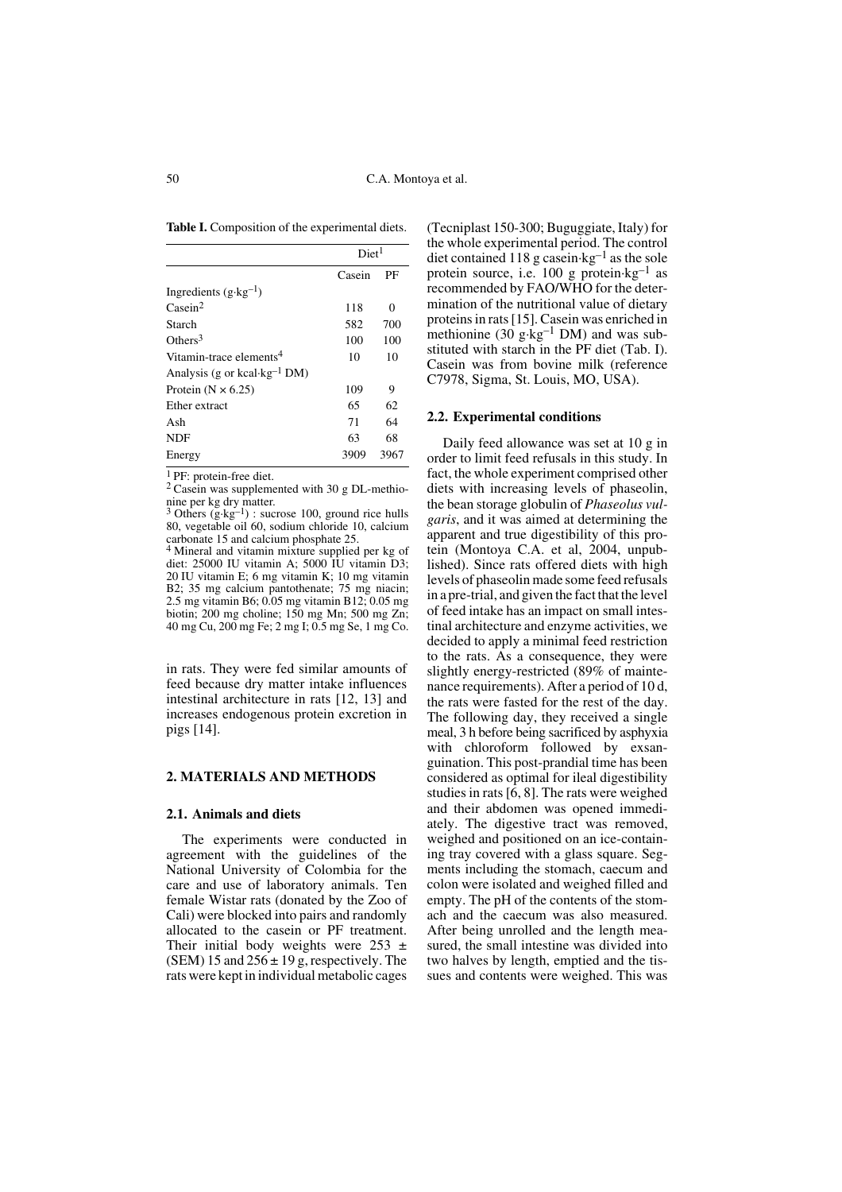**Table I.** Composition of the experimental diets.

| | Diet[1] | |
|---|---|---|
| | Casein | PF |
| Ingredients ($g \cdot kg^{-1}$) | | |
| Casein[2] | 118 | 0 |
| Starch | 582 | 700 |
| Others[3] | 100 | 100 |
| Vitamin-trace elements[4] | 10 | 10 |
| Analysis (g or $kcal \cdot kg^{-1}$ DM) | | |
| Protein (N × 6.25) | 109 | 9 |
| Ether extract | 65 | 62 |
| Ash | 71 | 64 |
| NDF | 63 | 68 |
| Energy | 3909 | 3967 |

[1] PF: protein-free diet.
[2] Casein was supplemented with 30 g DL-methionine per kg dry matter.
[3] Others ($g \cdot kg^{-1}$) : sucrose 100, ground rice hulls 80, vegetable oil 60, sodium chloride 10, calcium carbonate 15 and calcium phosphate 25.
[4] Mineral and vitamin mixture supplied per kg of diet: 25000 IU vitamin A; 5000 IU vitamin D3; 20 IU vitamin E; 6 mg vitamin K; 10 mg vitamin B2; 35 mg calcium pantothenate; 75 mg niacin; 2.5 mg vitamin B6; 0.05 mg vitamin B12; 0.05 mg biotin; 200 mg choline; 150 mg Mn; 500 mg Zn; 40 mg Cu, 200 mg Fe; 2 mg I; 0.5 mg Se, 1 mg Co.

in rats. They were fed similar amounts of feed because dry matter intake influences intestinal architecture in rats [12, 13] and increases endogenous protein excretion in pigs [14].

## 2. MATERIALS AND METHODS

### 2.1. Animals and diets

The experiments were conducted in agreement with the guidelines of the National University of Colombia for the care and use of laboratory animals. Ten female Wistar rats (donated by the Zoo of Cali) were blocked into pairs and randomly allocated to the casein or PF treatment. Their initial body weights were 253 ± (SEM) 15 and 256 ± 19 g, respectively. The rats were kept in individual metabolic cages (Tecniplast 150-300; Buguggiate, Italy) for the whole experimental period. The control diet contained 118 g $casein \cdot kg^{-1}$ as the sole protein source, i.e. 100 g $protein \cdot kg^{-1}$ as recommended by FAO/WHO for the determination of the nutritional value of dietary proteins in rats [15]. Casein was enriched in methionine (30 $g \cdot kg^{-1}$ DM) and was substituted with starch in the PF diet (Tab. I). Casein was from bovine milk (reference C7978, Sigma, St. Louis, MO, USA).

### 2.2. Experimental conditions

Daily feed allowance was set at 10 g in order to limit feed refusals in this study. In fact, the whole experiment comprised other diets with increasing levels of phaseolin, the bean storage globulin of *Phaseolus vulgaris*, and it was aimed at determining the apparent and true digestibility of this protein (Montoya C.A. et al, 2004, unpublished). Since rats offered diets with high levels of phaseolin made some feed refusals in a pre-trial, and given the fact that the level of feed intake has an impact on small intestinal architecture and enzyme activities, we decided to apply a minimal feed restriction to the rats. As a consequence, they were slightly energy-restricted (89% of maintenance requirements). After a period of 10 d, the rats were fasted for the rest of the day. The following day, they received a single meal, 3 h before being sacrificed by asphyxia with chloroform followed by exsanguination. This post-prandial time has been considered as optimal for ileal digestibility studies in rats [6, 8]. The rats were weighed and their abdomen was opened immediately. The digestive tract was removed, weighed and positioned on an ice-containing tray covered with a glass square. Segments including the stomach, caecum and colon were isolated and weighed filled and empty. The pH of the contents of the stomach and the caecum was also measured. After being unrolled and the length measured, the small intestine was divided into two halves by length, emptied and the tissues and contents were weighed. This was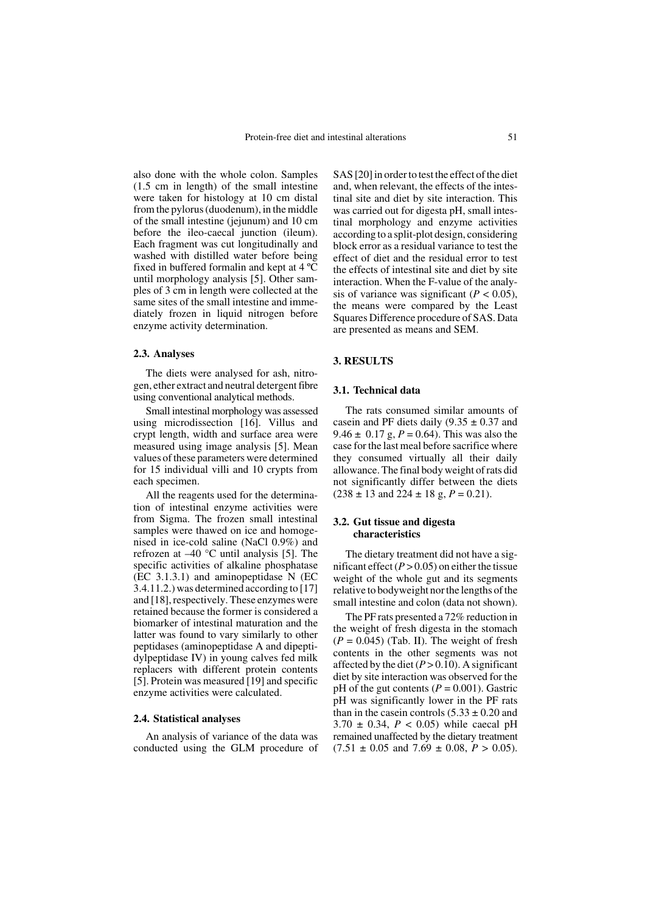also done with the whole colon. Samples (1.5 cm in length) of the small intestine were taken for histology at 10 cm distal from the pylorus (duodenum), in the middle of the small intestine (jejunum) and 10 cm before the ileo-caecal junction (ileum). Each fragment was cut longitudinally and washed with distilled water before being fixed in buffered formalin and kept at 4 ºC until morphology analysis [5]. Other samples of 3 cm in length were collected at the same sites of the small intestine and immediately frozen in liquid nitrogen before enzyme activity determination.

### 2.3. Analyses

The diets were analysed for ash, nitrogen, ether extract and neutral detergent fibre using conventional analytical methods.

Small intestinal morphology was assessed using microdissection [16]. Villus and crypt length, width and surface area were measured using image analysis [5]. Mean values of these parameters were determined for 15 individual villi and 10 crypts from each specimen.

All the reagents used for the determination of intestinal enzyme activities were from Sigma. The frozen small intestinal samples were thawed on ice and homogenised in ice-cold saline (NaCl 0.9%) and refrozen at –40 °C until analysis [5]. The specific activities of alkaline phosphatase (EC 3.1.3.1) and aminopeptidase N (EC 3.4.11.2.) was determined according to [17] and [18], respectively. These enzymes were retained because the former is considered a biomarker of intestinal maturation and the latter was found to vary similarly to other peptidases (aminopeptidase A and dipeptidylpeptidase IV) in young calves fed milk replacers with different protein contents [5]. Protein was measured [19] and specific enzyme activities were calculated.

### 2.4. Statistical analyses

An analysis of variance of the data was conducted using the GLM procedure of SAS [20] in order to test the effect of the diet and, when relevant, the effects of the intestinal site and diet by site interaction. This was carried out for digesta pH, small intestinal morphology and enzyme activities according to a split-plot design, considering block error as a residual variance to test the effect of diet and the residual error to test the effects of intestinal site and diet by site interaction. When the F-value of the analysis of variance was significant ($P < 0.05$), the means were compared by the Least Squares Difference procedure of SAS. Data are presented as means and SEM.

## 3. RESULTS

### 3.1. Technical data

The rats consumed similar amounts of casein and PF diets daily ($9.35 \pm 0.37$ and $9.46 \pm 0.17$ g, $P = 0.64$). This was also the case for the last meal before sacrifice where they consumed virtually all their daily allowance. The final body weight of rats did not significantly differ between the diets ($238 \pm 13$ and $224 \pm 18$ g, $P = 0.21$).

### 3.2. Gut tissue and digesta characteristics

The dietary treatment did not have a significant effect ($P > 0.05$) on either the tissue weight of the whole gut and its segments relative to bodyweight nor the lengths of the small intestine and colon (data not shown).

The PF rats presented a 72% reduction in the weight of fresh digesta in the stomach ($P = 0.045$) (Tab. II). The weight of fresh contents in the other segments was not affected by the diet ($P > 0.10$). A significant diet by site interaction was observed for the pH of the gut contents ($P = 0.001$). Gastric pH was significantly lower in the PF rats than in the casein controls ($5.33 \pm 0.20$ and $3.70 \pm 0.34$, $P < 0.05$) while caecal pH remained unaffected by the dietary treatment ($7.51 \pm 0.05$ and $7.69 \pm 0.08$, $P > 0.05$).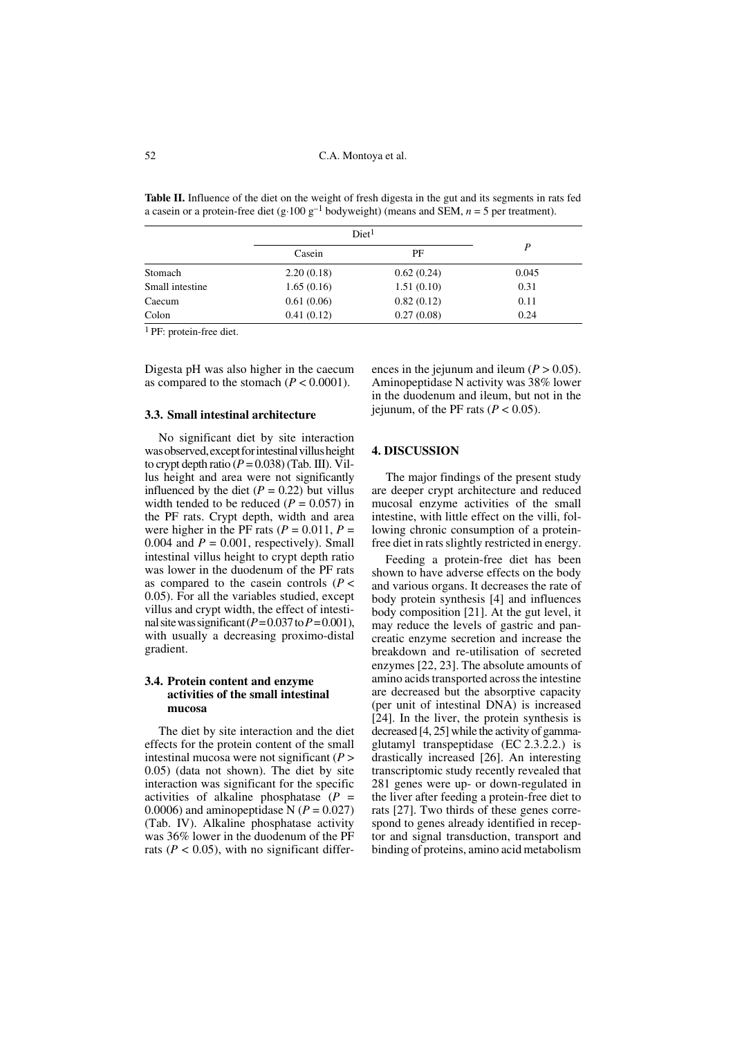**Table II.** Influence of the diet on the weight of fresh digesta in the gut and its segments in rats fed a casein or a protein-free diet (g·100 $g^{-1}$ bodyweight) (means and SEM, $n = 5$ per treatment).

| | Diet[1] | | $P$ |
|---|---|---|---|
| | Casein | PF | |
| Stomach | 2.20 (0.18) | 0.62 (0.24) | 0.045 |
| Small intestine | 1.65 (0.16) | 1.51 (0.10) | 0.31 |
| Caecum | 0.61 (0.06) | 0.82 (0.12) | 0.11 |
| Colon | 0.41 (0.12) | 0.27 (0.08) | 0.24 |

[1] PF: protein-free diet.

Digesta pH was also higher in the caecum as compared to the stomach ($P < 0.0001$).

### 3.3. Small intestinal architecture

No significant diet by site interaction was observed, except for intestinal villus height to crypt depth ratio ($P = 0.038$) (Tab. III). Villus height and area were not significantly influenced by the diet ($P = 0.22$) but villus width tended to be reduced ($P = 0.057$) in the PF rats. Crypt depth, width and area were higher in the PF rats ($P = 0.011$, $P = 0.004$ and $P = 0.001$, respectively). Small intestinal villus height to crypt depth ratio was lower in the duodenum of the PF rats as compared to the casein controls ($P < 0.05$). For all the variables studied, except villus and crypt width, the effect of intestinal site was significant ($P = 0.037$ to $P = 0.001$), with usually a decreasing proximo-distal gradient.

### 3.4. Protein content and enzyme activities of the small intestinal mucosa

The diet by site interaction and the diet effects for the protein content of the small intestinal mucosa were not significant ($P > 0.05$) (data not shown). The diet by site interaction was significant for the specific activities of alkaline phosphatase ($P = 0.0006$) and aminopeptidase N ($P = 0.027$) (Tab. IV). Alkaline phosphatase activity was 36% lower in the duodenum of the PF rats ($P < 0.05$), with no significant differences in the jejunum and ileum ($P > 0.05$). Aminopeptidase N activity was 38% lower in the duodenum and ileum, but not in the jejunum, of the PF rats ($P < 0.05$).

## 4. DISCUSSION

The major findings of the present study are deeper crypt architecture and reduced mucosal enzyme activities of the small intestine, with little effect on the villi, following chronic consumption of a protein-free diet in rats slightly restricted in energy.

Feeding a protein-free diet has been shown to have adverse effects on the body and various organs. It decreases the rate of body protein synthesis [4] and influences body composition [21]. At the gut level, it may reduce the levels of gastric and pancreatic enzyme secretion and increase the breakdown and re-utilisation of secreted enzymes [22, 23]. The absolute amounts of amino acids transported across the intestine are decreased but the absorptive capacity (per unit of intestinal DNA) is increased [24]. In the liver, the protein synthesis is decreased [4, 25] while the activity of gamma-glutamyl transpeptidase (EC 2.3.2.2.) is drastically increased [26]. An interesting transcriptomic study recently revealed that 281 genes were up- or down-regulated in the liver after feeding a protein-free diet to rats [27]. Two thirds of these genes correspond to genes already identified in receptor and signal transduction, transport and binding of proteins, amino acid metabolism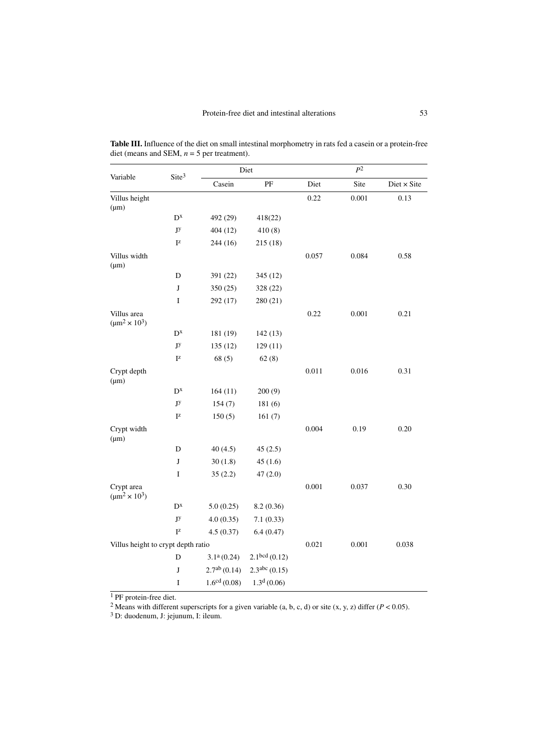**Table III.** Influence of the diet on small intestinal morphometry in rats fed a casein or a protein-free diet (means and SEM, $n = 5$ per treatment).

| Variable | Site[3] | Diet | | $P^2$ | | |
|---|---|---|---|---|---|---|
| | | Casein | PF | Diet | Site | Diet × Site |
| Villus height (μm) | | | | 0.22 | 0.001 | 0.13 |
| | $D^x$ | 492 (29) | 418(22) | | | |
| | $J^y$ | 404 (12) | 410 (8) | | | |
| | $I^z$ | 244 (16) | 215 (18) | | | |
| Villus width (μm) | | | | 0.057 | 0.084 | 0.58 |
| | D | 391 (22) | 345 (12) | | | |
| | J | 350 (25) | 328 (22) | | | |
| | I | 292 (17) | 280 (21) | | | |
| Villus area ($\mu m^2 \times 10^3$) | | | | 0.22 | 0.001 | 0.21 |
| | $D^x$ | 181 (19) | 142 (13) | | | |
| | $J^y$ | 135 (12) | 129 (11) | | | |
| | $I^z$ | 68 (5) | 62 (8) | | | |
| Crypt depth (μm) | | | | 0.011 | 0.016 | 0.31 |
| | $D^x$ | 164 (11) | 200 (9) | | | |
| | $J^y$ | 154 (7) | 181 (6) | | | |
| | $I^z$ | 150 (5) | 161 (7) | | | |
| Crypt width (μm) | | | | 0.004 | 0.19 | 0.20 |
| | D | 40 (4.5) | 45 (2.5) | | | |
| | J | 30 (1.8) | 45 (1.6) | | | |
| | I | 35 (2.2) | 47 (2.0) | | | |
| Crypt area ($\mu m^2 \times 10^3$) | | | | 0.001 | 0.037 | 0.30 |
| | $D^x$ | 5.0 (0.25) | 8.2 (0.36) | | | |
| | $J^y$ | 4.0 (0.35) | 7.1 (0.33) | | | |
| | $I^z$ | 4.5 (0.37) | 6.4 (0.47) | | | |
| Villus height to crypt depth ratio | | | | 0.021 | 0.001 | 0.038 |
| | D | $3.1^a$ (0.24) | $2.1^{bcd}$ (0.12) | | | |
| | J | $2.7^{ab}$ (0.14) | $2.3^{abc}$ (0.15) | | | |
| | I | $1.6^{cd}$ (0.08) | $1.3^d$ (0.06) | | | |

[1] PF protein-free diet.

[2] Means with different superscripts for a given variable (a, b, c, d) or site (x, y, z) differ ($P < 0.05$).

[3] D: duodenum, J: jejunum, I: ileum.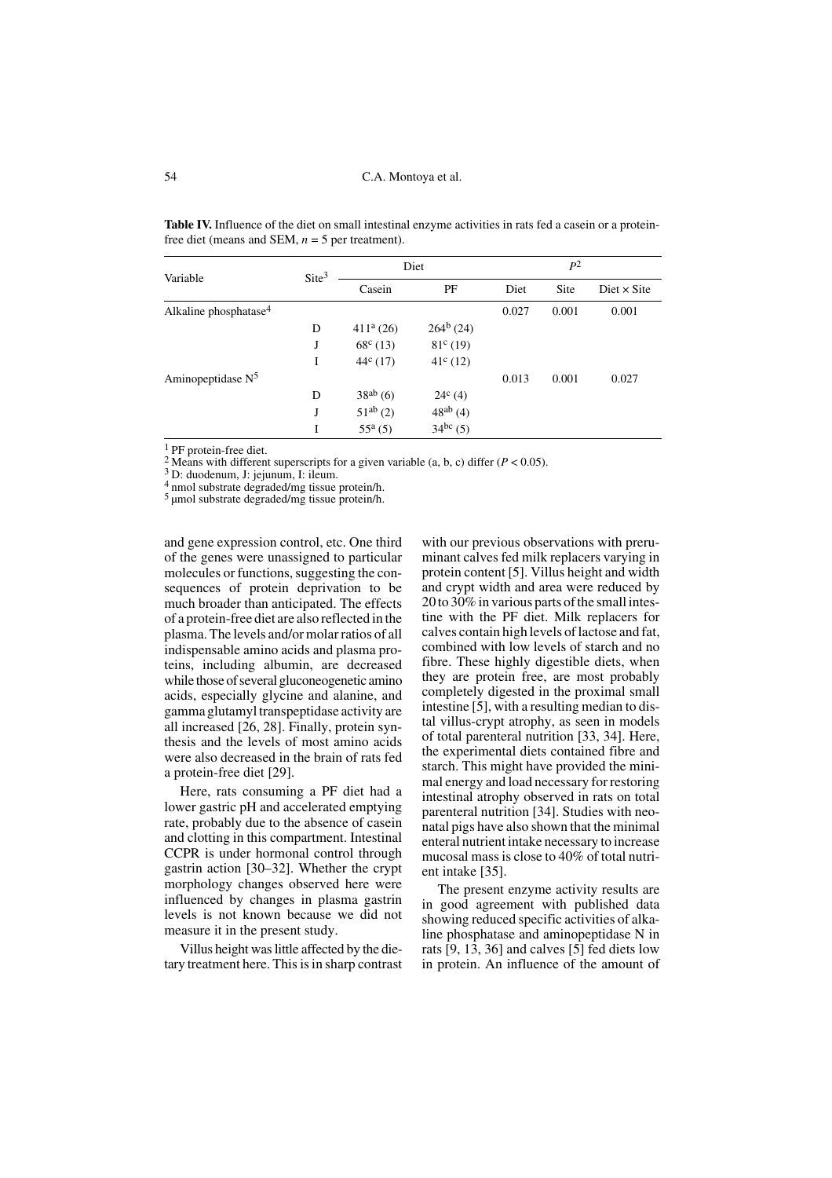**Table IV.** Influence of the diet on small intestinal enzyme activities in rats fed a casein or a protein-free diet (means and SEM, $n = 5$ per treatment).

| Variable | Site[3] | Diet | | $P^2$ | | |
|---|---|---|---|---|---|---|
| | | Casein | PF | Diet | Site | Diet × Site |
| Alkaline phosphatase[4] | | | | 0.027 | 0.001 | 0.001 |
| | D | $411^a$ (26) | $264^b$ (24) | | | |
| | J | $68^c$ (13) | $81^c$ (19) | | | |
| | I | $44^c$ (17) | $41^c$ (12) | | | |
| Aminopeptidase N[5] | | | | 0.013 | 0.001 | 0.027 |
| | D | $38^{ab}$ (6) | $24^c$ (4) | | | |
| | J | $51^{ab}$ (2) | $48^{ab}$ (4) | | | |
| | I | $55^a$ (5) | $34^{bc}$ (5) | | | |

[1] PF protein-free diet.
[2] Means with different superscripts for a given variable (a, b, c) differ ($P < 0.05$).
[3] D: duodenum, J: jejunum, I: ileum.
[4] nmol substrate degraded/mg tissue protein/h.
[5] µmol substrate degraded/mg tissue protein/h.

and gene expression control, etc. One third of the genes were unassigned to particular molecules or functions, suggesting the consequences of protein deprivation to be much broader than anticipated. The effects of a protein-free diet are also reflected in the plasma. The levels and/or molar ratios of all indispensable amino acids and plasma proteins, including albumin, are decreased while those of several gluconeogenetic amino acids, especially glycine and alanine, and gamma glutamyl transpeptidase activity are all increased [26, 28]. Finally, protein synthesis and the levels of most amino acids were also decreased in the brain of rats fed a protein-free diet [29].

Here, rats consuming a PF diet had a lower gastric pH and accelerated emptying rate, probably due to the absence of casein and clotting in this compartment. Intestinal CCPR is under hormonal control through gastrin action [30–32]. Whether the crypt morphology changes observed here were influenced by changes in plasma gastrin levels is not known because we did not measure it in the present study.

Villus height was little affected by the dietary treatment here. This is in sharp contrast with our previous observations with preruminant calves fed milk replacers varying in protein content [5]. Villus height and width and crypt width and area were reduced by 20 to 30% in various parts of the small intestine with the PF diet. Milk replacers for calves contain high levels of lactose and fat, combined with low levels of starch and no fibre. These highly digestible diets, when they are protein free, are most probably completely digested in the proximal small intestine [5], with a resulting median to distal villus-crypt atrophy, as seen in models of total parenteral nutrition [33, 34]. Here, the experimental diets contained fibre and starch. This might have provided the minimal energy and load necessary for restoring intestinal atrophy observed in rats on total parenteral nutrition [34]. Studies with neonatal pigs have also shown that the minimal enteral nutrient intake necessary to increase mucosal mass is close to 40% of total nutrient intake [35].

The present enzyme activity results are in good agreement with published data showing reduced specific activities of alkaline phosphatase and aminopeptidase N in rats [9, 13, 36] and calves [5] fed diets low in protein. An influence of the amount of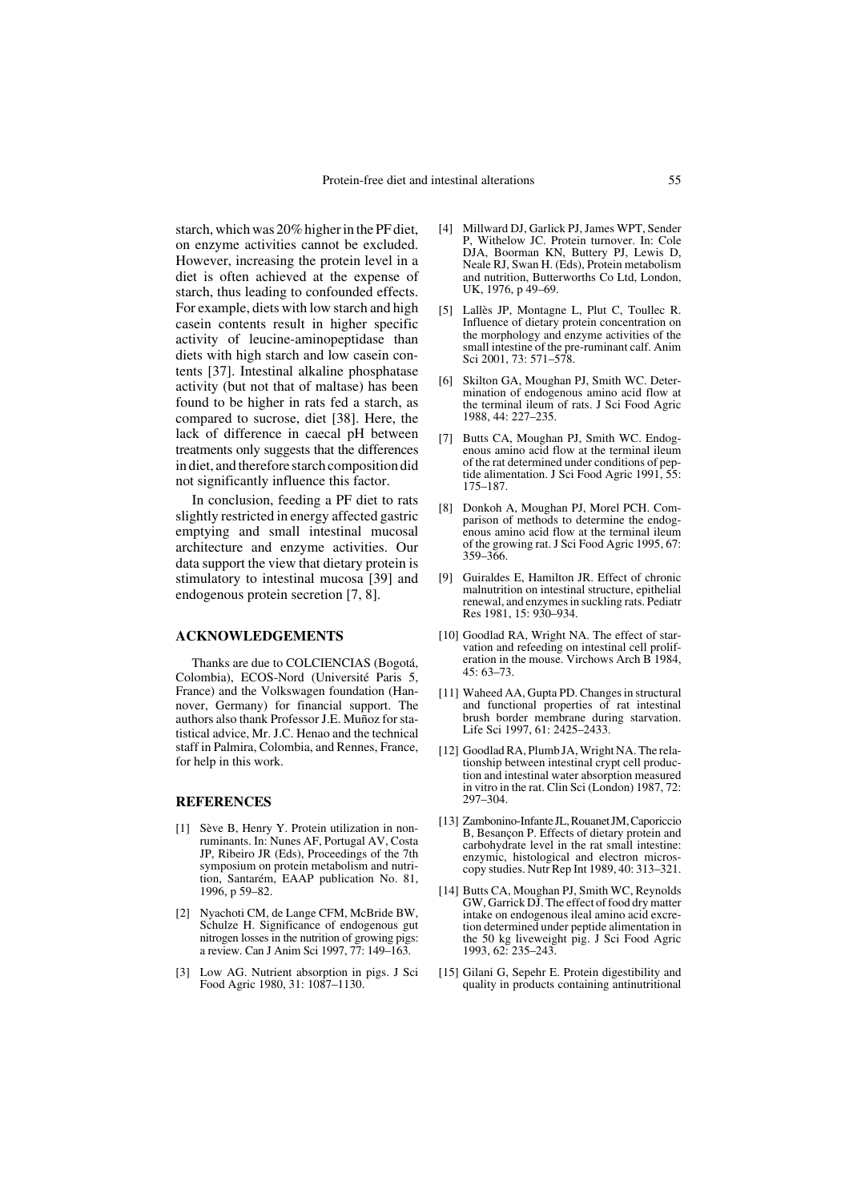starch, which was 20% higher in the PF diet, on enzyme activities cannot be excluded. However, increasing the protein level in a diet is often achieved at the expense of starch, thus leading to confounded effects. For example, diets with low starch and high casein contents result in higher specific activity of leucine-aminopeptidase than diets with high starch and low casein contents [37]. Intestinal alkaline phosphatase activity (but not that of maltase) has been found to be higher in rats fed a starch, as compared to sucrose, diet [38]. Here, the lack of difference in caecal pH between treatments only suggests that the differences in diet, and therefore starch composition did not significantly influence this factor.

In conclusion, feeding a PF diet to rats slightly restricted in energy affected gastric emptying and small intestinal mucosal architecture and enzyme activities. Our data support the view that dietary protein is stimulatory to intestinal mucosa [39] and endogenous protein secretion [7, 8].

## ACKNOWLEDGEMENTS

Thanks are due to COLCIENCIAS (Bogotá, Colombia), ECOS-Nord (Université Paris 5, France) and the Volkswagen foundation (Hannover, Germany) for financial support. The authors also thank Professor J.E. Muñoz for statistical advice, Mr. J.C. Henao and the technical staff in Palmira, Colombia, and Rennes, France, for help in this work.

## REFERENCES

[1] Sève B, Henry Y. Protein utilization in non-ruminants. In: Nunes AF, Portugal AV, Costa JP, Ribeiro JR (Eds), Proceedings of the 7th symposium on protein metabolism and nutrition, Santarém, EAAP publication No. 81, 1996, p 59–82.

[2] Nyachoti CM, de Lange CFM, McBride BW, Schulze H. Significance of endogenous gut nitrogen losses in the nutrition of growing pigs: a review. Can J Anim Sci 1997, 77: 149–163.

[3] Low AG. Nutrient absorption in pigs. J Sci Food Agric 1980, 31: 1087–1130.

[4] Millward DJ, Garlick PJ, James WPT, Sender P, Withelow JC. Protein turnover. In: Cole DJA, Boorman KN, Buttery PJ, Lewis D, Neale RJ, Swan H. (Eds), Protein metabolism and nutrition, Butterworths Co Ltd, London, UK, 1976, p 49–69.

[5] Lallès JP, Montagne L, Plut C, Toullec R. Influence of dietary protein concentration on the morphology and enzyme activities of the small intestine of the pre-ruminant calf. Anim Sci 2001, 73: 571–578.

[6] Skilton GA, Moughan PJ, Smith WC. Determination of endogenous amino acid flow at the terminal ileum of rats. J Sci Food Agric 1988, 44: 227–235.

[7] Butts CA, Moughan PJ, Smith WC. Endogenous amino acid flow at the terminal ileum of the rat determined under conditions of peptide alimentation. J Sci Food Agric 1991, 55: 175–187.

[8] Donkoh A, Moughan PJ, Morel PCH. Comparison of methods to determine the endogenous amino acid flow at the terminal ileum of the growing rat. J Sci Food Agric 1995, 67: 359–366.

[9] Guiraldes E, Hamilton JR. Effect of chronic malnutrition on intestinal structure, epithelial renewal, and enzymes in suckling rats. Pediatr Res 1981, 15: 930–934.

[10] Goodlad RA, Wright NA. The effect of starvation and refeeding on intestinal cell proliferation in the mouse. Virchows Arch B 1984, 45: 63–73.

[11] Waheed AA, Gupta PD. Changes in structural and functional properties of rat intestinal brush border membrane during starvation. Life Sci 1997, 61: 2425–2433.

[12] Goodlad RA, Plumb JA, Wright NA. The relationship between intestinal crypt cell production and intestinal water absorption measured in vitro in the rat. Clin Sci (London) 1987, 72: 297–304.

[13] Zambonino-Infante JL, Rouanet JM, Caporiccio B, Besançon P. Effects of dietary protein and carbohydrate level in the rat small intestine: enzymic, histological and electron microscopy studies. Nutr Rep Int 1989, 40: 313–321.

[14] Butts CA, Moughan PJ, Smith WC, Reynolds GW, Garrick DJ. The effect of food dry matter intake on endogenous ileal amino acid excretion determined under peptide alimentation in the 50 kg liveweight pig. J Sci Food Agric 1993, 62: 235–243.

[15] Gilani G, Sepehr E. Protein digestibility and quality in products containing antinutritional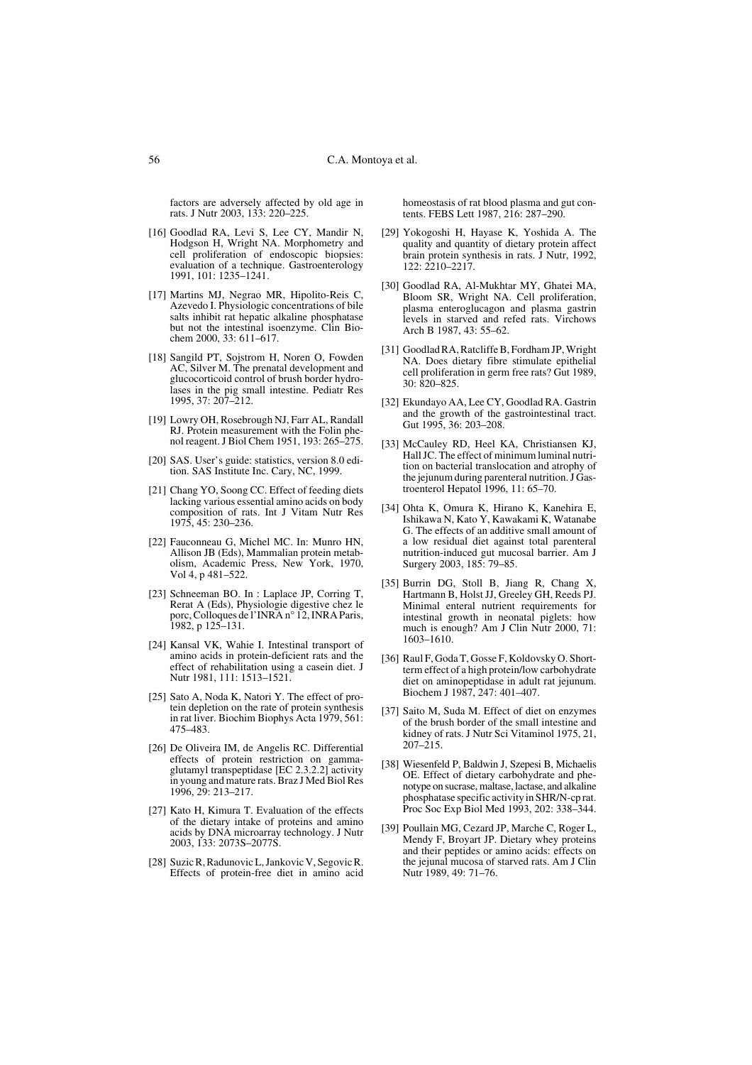factors are adversely affected by old age in rats. J Nutr 2003, 133: 220–225.

[16] Goodlad RA, Levi S, Lee CY, Mandir N, Hodgson H, Wright NA. Morphometry and cell proliferation of endoscopic biopsies: evaluation of a technique. Gastroenterology 1991, 101: 1235–1241.

[17] Martins MJ, Negrao MR, Hipolito-Reis C, Azevedo I. Physiologic concentrations of bile salts inhibit rat hepatic alkaline phosphatase but not the intestinal isoenzyme. Clin Biochem 2000, 33: 611–617.

[18] Sangild PT, Sojstrom H, Noren O, Fowden AC, Silver M. The prenatal development and glucocorticoid control of brush border hydrolases in the pig small intestine. Pediatr Res 1995, 37: 207–212.

[19] Lowry OH, Rosebrough NJ, Farr AL, Randall RJ. Protein measurement with the Folin phenol reagent. J Biol Chem 1951, 193: 265–275.

[20] SAS. User's guide: statistics, version 8.0 edition. SAS Institute Inc. Cary, NC, 1999.

[21] Chang YO, Soong CC. Effect of feeding diets lacking various essential amino acids on body composition of rats. Int J Vitam Nutr Res 1975, 45: 230–236.

[22] Fauconneau G, Michel MC. In: Munro HN, Allison JB (Eds), Mammalian protein metabolism, Academic Press, New York, 1970, Vol 4, p 481–522.

[23] Schneeman BO. In : Laplace JP, Corring T, Rerat A (Eds), Physiologie digestive chez le porc, Colloques de l'INRA n° 12, INRA Paris, 1982, p 125–131.

[24] Kansal VK, Wahie I. Intestinal transport of amino acids in protein-deficient rats and the effect of rehabilitation using a casein diet. J Nutr 1981, 111: 1513–1521.

[25] Sato A, Noda K, Natori Y. The effect of protein depletion on the rate of protein synthesis in rat liver. Biochim Biophys Acta 1979, 561: 475–483.

[26] De Oliveira IM, de Angelis RC. Differential effects of protein restriction on gamma-glutamyl transpeptidase [EC 2.3.2.2] activity in young and mature rats. Braz J Med Biol Res 1996, 29: 213–217.

[27] Kato H, Kimura T. Evaluation of the effects of the dietary intake of proteins and amino acids by DNA microarray technology. J Nutr 2003, 133: 2073S–2077S.

[28] Suzic R, Radunovic L, Jankovic V, Segovic R. Effects of protein-free diet in amino acid homeostasis of rat blood plasma and gut contents. FEBS Lett 1987, 216: 287–290.

[29] Yokogoshi H, Hayase K, Yoshida A. The quality and quantity of dietary protein affect brain protein synthesis in rats. J Nutr, 1992, 122: 2210–2217.

[30] Goodlad RA, Al-Mukhtar MY, Ghatei MA, Bloom SR, Wright NA. Cell proliferation, plasma enteroglucagon and plasma gastrin levels in starved and refed rats. Virchows Arch B 1987, 43: 55–62.

[31] Goodlad RA, Ratcliffe B, Fordham JP, Wright NA. Does dietary fibre stimulate epithelial cell proliferation in germ free rats? Gut 1989, 30: 820–825.

[32] Ekundayo AA, Lee CY, Goodlad RA. Gastrin and the growth of the gastrointestinal tract. Gut 1995, 36: 203–208.

[33] McCauley RD, Heel KA, Christiansen KJ, Hall JC. The effect of minimum luminal nutrition on bacterial translocation and atrophy of the jejunum during parenteral nutrition. J Gastroenterol Hepatol 1996, 11: 65–70.

[34] Ohta K, Omura K, Hirano K, Kanehira E, Ishikawa N, Kato Y, Kawakami K, Watanabe G. The effects of an additive small amount of a low residual diet against total parenteral nutrition-induced gut mucosal barrier. Am J Surgery 2003, 185: 79–85.

[35] Burrin DG, Stoll B, Jiang R, Chang X, Hartmann B, Holst JJ, Greeley GH, Reeds PJ. Minimal enteral nutrient requirements for intestinal growth in neonatal piglets: how much is enough? Am J Clin Nutr 2000, 71: 1603–1610.

[36] Raul F, Goda T, Gosse F, Koldovsky O. Short-term effect of a high protein/low carbohydrate diet on aminopeptidase in adult rat jejunum. Biochem J 1987, 247: 401–407.

[37] Saito M, Suda M. Effect of diet on enzymes of the brush border of the small intestine and kidney of rats. J Nutr Sci Vitaminol 1975, 21, 207–215.

[38] Wiesenfeld P, Baldwin J, Szepesi B, Michaelis OE. Effect of dietary carbohydrate and phenotype on sucrase, maltase, lactase, and alkaline phosphatase specific activity in SHR/N-cp rat. Proc Soc Exp Biol Med 1993, 202: 338–344.

[39] Poullain MG, Cezard JP, Marche C, Roger L, Mendy F, Broyart JP. Dietary whey proteins and their peptides or amino acids: effects on the jejunal mucosa of starved rats. Am J Clin Nutr 1989, 49: 71–76.